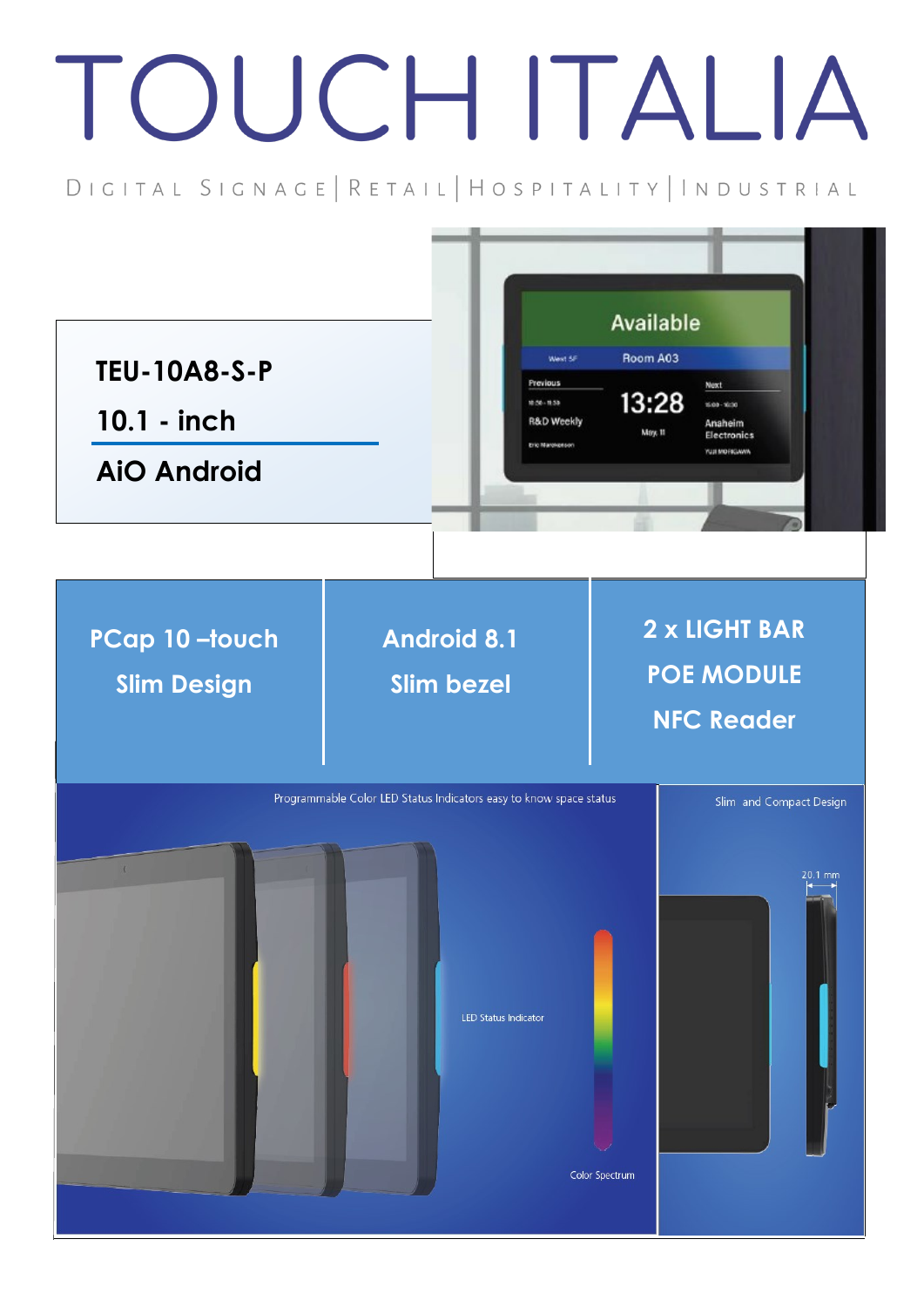# TOUCH ITALIA

DIGITAL SIGNAGE | RETAIL | HOSPITALITY | INDUSTRIAL

## TEU-10A8-S-P

## 10.1 - inch

## AiO Android

| PCap 10 –touch<br>Slim Design | Android 8.1<br>Slim bezel | 2 x LIGHT BAR<br>POE MODULE<br>NFC Reader |
|---|---|---|

Programmable Color LED Status Indicators easy to know space status

LED Status Indicator

Color Spectrum

Slim and Compact Design

20.1 mm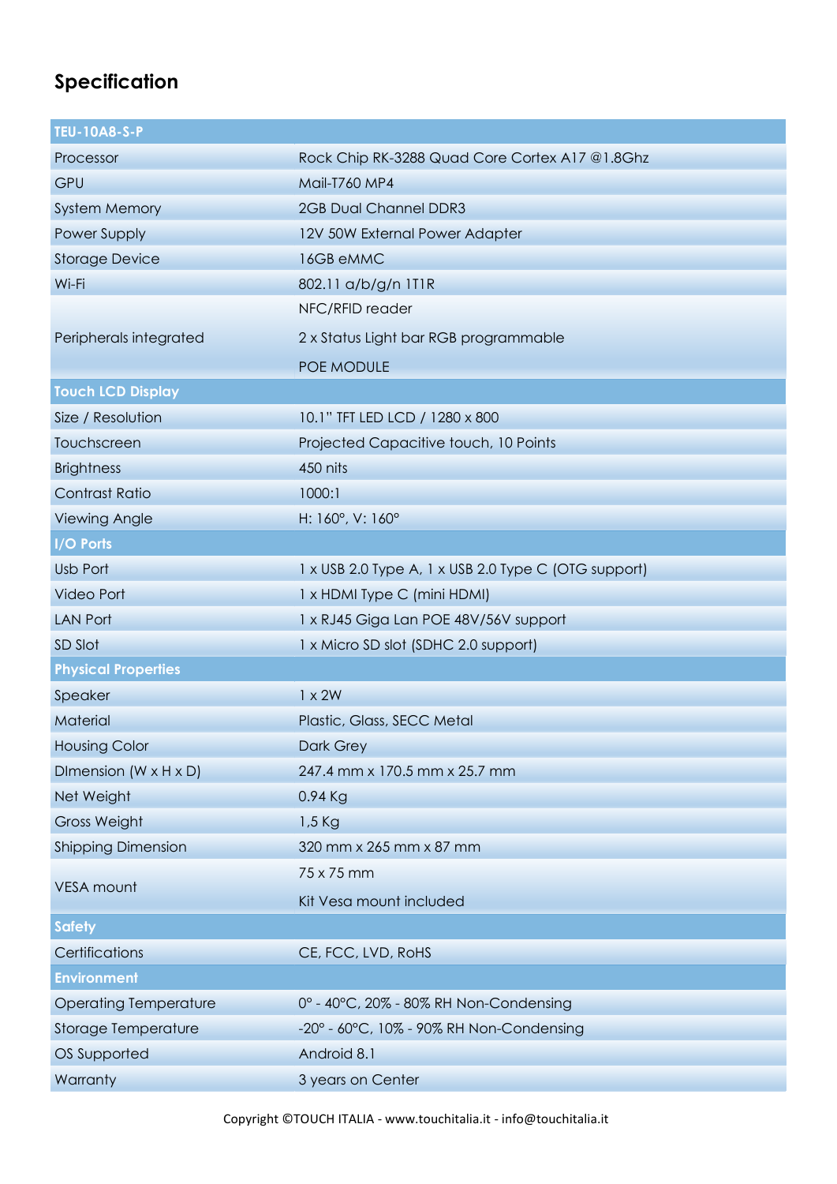## Specification

| TEU-10A8-S-P | |
|---|---|
| Processor | Rock Chip RK-3288 Quad Core Cortex A17 @1.8Ghz |
| GPU | Mail-T760 MP4 |
| System Memory | 2GB Dual Channel DDR3 |
| Power Supply | 12V 50W External Power Adapter |
| Storage Device | 16GB eMMC |
| Wi-Fi | 802.11 a/b/g/n 1T1R |
| Peripherals integrated | NFC/RFID reader<br>2 x Status Light bar RGB programmable<br>POE MODULE |
| **Touch LCD Display** | |
| Size / Resolution | 10.1" TFT LED LCD / 1280 x 800 |
| Touchscreen | Projected Capacitive touch, 10 Points |
| Brightness | 450 nits |
| Contrast Ratio | 1000:1 |
| Viewing Angle | H: 160°, V: 160° |
| **I/O Ports** | |
| Usb Port | 1 x USB 2.0 Type A, 1 x USB 2.0 Type C (OTG support) |
| Video Port | 1 x HDMI Type C (mini HDMI) |
| LAN Port | 1 x RJ45 Giga Lan POE 48V/56V support |
| SD Slot | 1 x Micro SD slot (SDHC 2.0 support) |
| **Physical Properties** | |
| Speaker | 1 x 2W |
| Material | Plastic, Glass, SECC Metal |
| Housing Color | Dark Grey |
| DImension (W x H x D) | 247.4 mm x 170.5 mm x 25.7 mm |
| Net Weight | 0.94 Kg |
| Gross Weight | 1,5 Kg |
| Shipping Dimension | 320 mm x 265 mm x 87 mm |
| VESA mount | 75 x 75 mm<br>Kit Vesa mount included |
| **Safety** | |
| Certifications | CE, FCC, LVD, RoHS |
| **Environment** | |
| Operating Temperature | 0° - 40°C, 20% - 80% RH Non-Condensing |
| Storage Temperature | -20° - 60°C, 10% - 90% RH Non-Condensing |
| OS Supported | Android 8.1 |
| Warranty | 3 years on Center |

Copyright ©TOUCH ITALIA - www.touchitalia.it - info@touchitalia.it